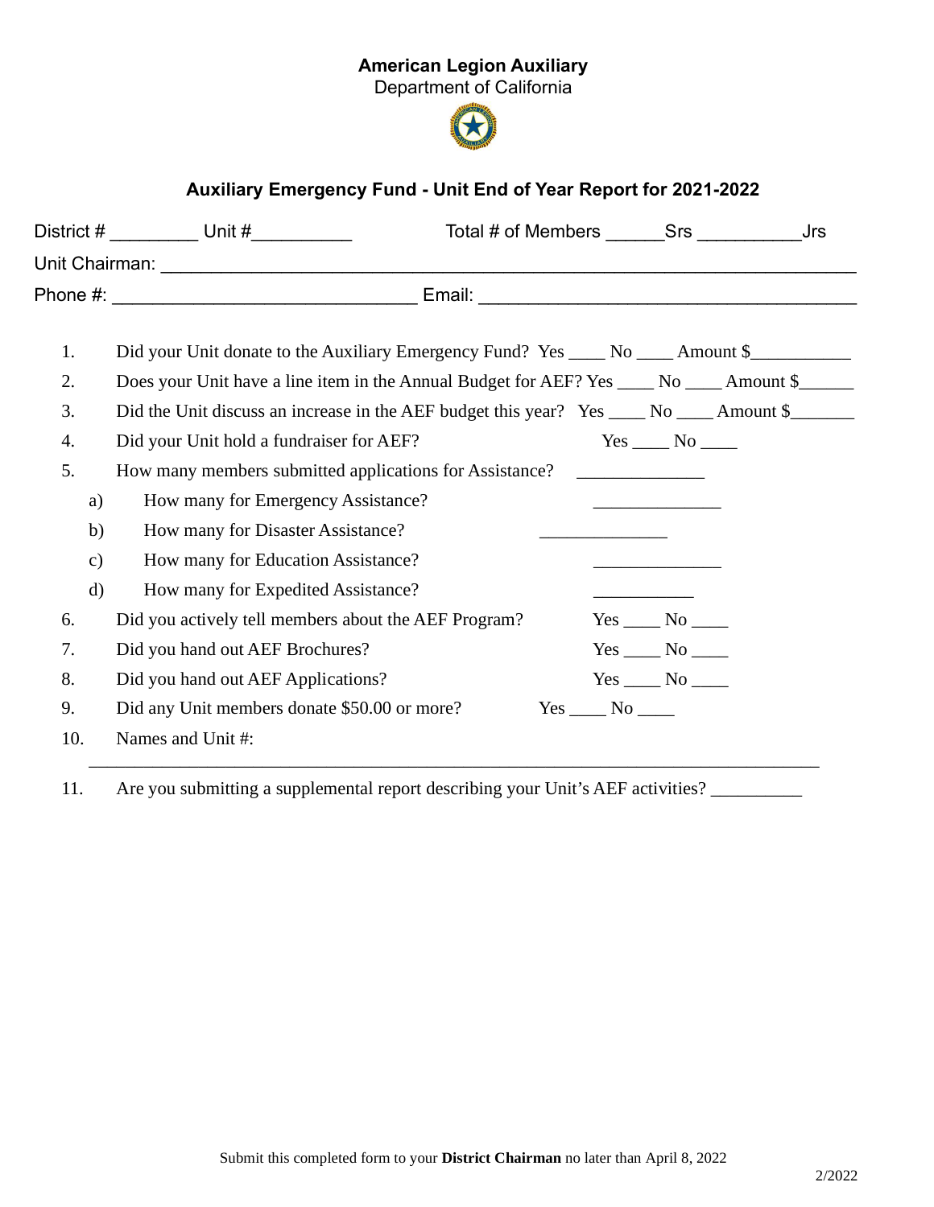**American Legion Auxiliary**
Department of California

## Auxiliary Emergency Fund - Unit End of Year Report for 2021-2022

District # _________ Unit #__________ Total # of Members ______Srs __________Jrs

Unit Chairman: ___________________________________________________________________

Phone #: ______________________________ Email: _____________________________________

1. Did your Unit donate to the Auxiliary Emergency Fund? Yes ____ No ____ Amount $___________
2. Does your Unit have a line item in the Annual Budget for AEF? Yes ____ No ____ Amount $______
3. Did the Unit discuss an increase in the AEF budget this year? Yes ____ No ____ Amount $_______
4. Did your Unit hold a fundraiser for AEF? Yes ____ No ____
5. How many members submitted applications for Assistance? ______________
   - a) How many for Emergency Assistance? ______________
   - b) How many for Disaster Assistance? ______________
   - c) How many for Education Assistance? ______________
   - d) How many for Expedited Assistance? ___________
6. Did you actively tell members about the AEF Program? Yes ____ No ____
7. Did you hand out AEF Brochures? Yes ____ No ____
8. Did you hand out AEF Applications? Yes ____ No ____
9. Did any Unit members donate $50.00 or more? Yes ____ No ____
10. Names and Unit #:

    ___________________________________________________________________________

11. Are you submitting a supplemental report describing your Unit's AEF activities? __________

Submit this completed form to your **District Chairman** no later than April 8, 2022

2/2022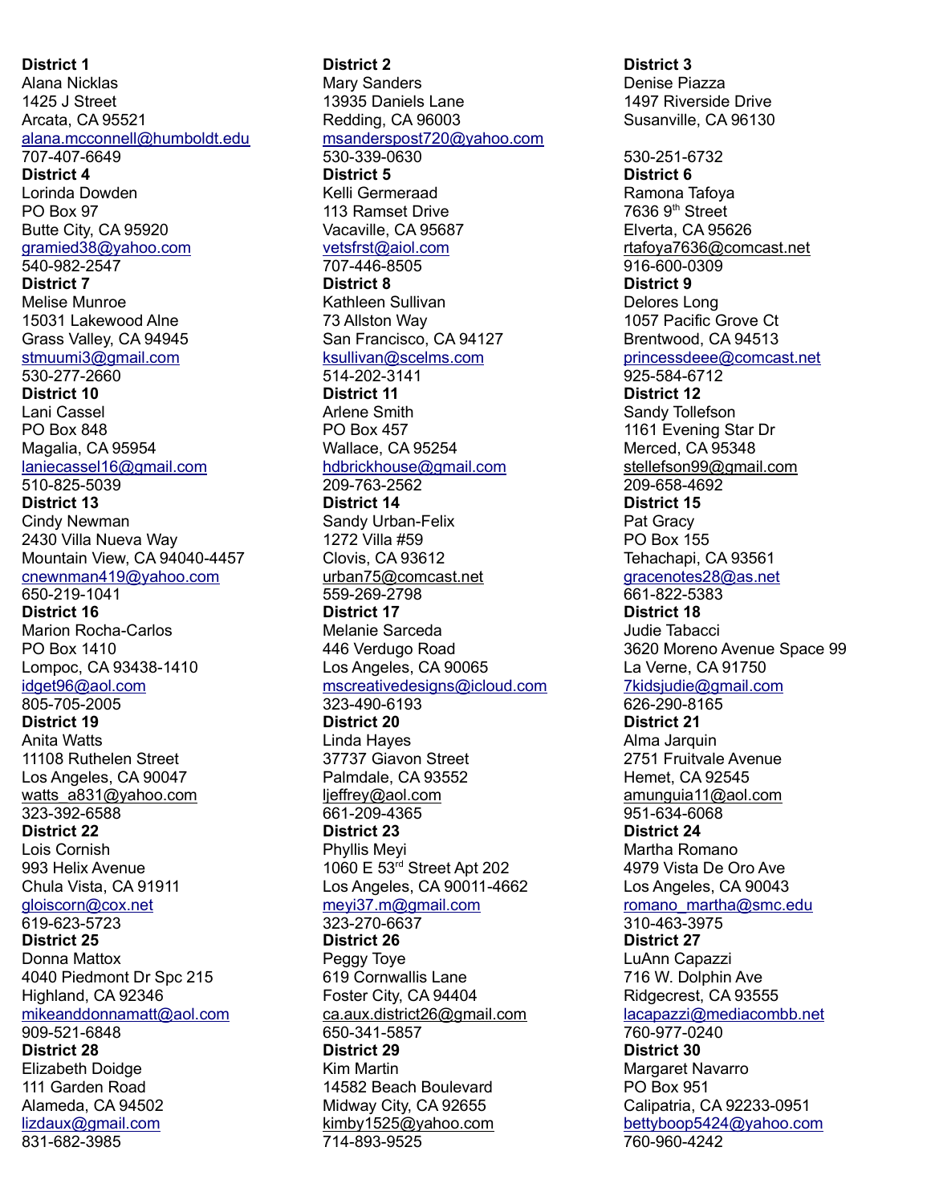**District 1**
Alana Nicklas
1425 J Street
Arcata, CA 95521
alana.mcconnell@humboldt.edu
707-407-6649

**District 2**
Mary Sanders
13935 Daniels Lane
Redding, CA 96003
msanderspost720@yahoo.com
530-339-0630

**District 3**
Denise Piazza
1497 Riverside Drive
Susanville, CA 96130

530-251-6732

**District 4**
Lorinda Dowden
PO Box 97
Butte City, CA 95920
gramied38@yahoo.com
540-982-2547

**District 5**
Kelli Germeraad
113 Ramset Drive
Vacaville, CA 95687
vetsfrst@aiol.com
707-446-8505

**District 6**
Ramona Tafoya
7636 9th Street
Elverta, CA 95626
rtafoya7636@comcast.net
916-600-0309

**District 7**
Melise Munroe
15031 Lakewood Alne
Grass Valley, CA 94945
stmuumi3@gmail.com
530-277-2660

**District 8**
Kathleen Sullivan
73 Allston Way
San Francisco, CA 94127
ksullivan@scelms.com
514-202-3141

**District 9**
Delores Long
1057 Pacific Grove Ct
Brentwood, CA 94513
princessdeee@comcast.net
925-584-6712

**District 10**
Lani Cassel
PO Box 848
Magalia, CA 95954
laniecassel16@gmail.com
510-825-5039

**District 11**
Arlene Smith
PO Box 457
Wallace, CA 95254
hdbrickhouse@gmail.com
209-763-2562

**District 12**
Sandy Tollefson
1161 Evening Star Dr
Merced, CA 95348
stellefson99@gmail.com
209-658-4692

**District 13**
Cindy Newman
2430 Villa Nueva Way
Mountain View, CA 94040-4457
cnewnman419@yahoo.com
650-219-1041

**District 14**
Sandy Urban-Felix
1272 Villa #59
Clovis, CA 93612
urban75@comcast.net
559-269-2798

**District 15**
Pat Gracy
PO Box 155
Tehachapi, CA 93561
gracenotes28@as.net
661-822-5383

**District 16**
Marion Rocha-Carlos
PO Box 1410
Lompoc, CA 93438-1410
idget96@aol.com
805-705-2005

**District 17**
Melanie Sarceda
446 Verdugo Road
Los Angeles, CA 90065
mscreativedesigns@icloud.com
323-490-6193

**District 18**
Judie Tabacci
3620 Moreno Avenue Space 99
La Verne, CA 91750
7kidsjudie@gmail.com
626-290-8165

**District 19**
Anita Watts
11108 Ruthelen Street
Los Angeles, CA 90047
watts_a831@yahoo.com
323-392-6588

**District 20**
Linda Hayes
37737 Giavon Street
Palmdale, CA 93552
ljeffrey@aol.com
661-209-4365

**District 21**
Alma Jarquin
2751 Fruitvale Avenue
Hemet, CA 92545
amunguia11@aol.com
951-634-6068

**District 22**
Lois Cornish
993 Helix Avenue
Chula Vista, CA 91911
gloiscorn@cox.net
619-623-5723

**District 23**
Phyllis Meyi
1060 E 53rd Street Apt 202
Los Angeles, CA 90011-4662
meyi37.m@gmail.com
323-270-6637

**District 24**
Martha Romano
4979 Vista De Oro Ave
Los Angeles, CA 90043
romano_martha@smc.edu
310-463-3975

**District 25**
Donna Mattox
4040 Piedmont Dr Spc 215
Highland, CA 92346
mikeanddonnamatt@aol.com
909-521-6848

**District 26**
Peggy Toye
619 Cornwallis Lane
Foster City, CA 94404
ca.aux.district26@gmail.com
650-341-5857

**District 27**
LuAnn Capazzi
716 W. Dolphin Ave
Ridgecrest, CA 93555
lacapazzi@mediacombb.net
760-977-0240

**District 28**
Elizabeth Doidge
111 Garden Road
Alameda, CA 94502
lizdaux@gmail.com
831-682-3985

**District 29**
Kim Martin
14582 Beach Boulevard
Midway City, CA 92655
kimby1525@yahoo.com
714-893-9525

**District 30**
Margaret Navarro
PO Box 951
Calipatria, CA 92233-0951
bettyboop5424@yahoo.com
760-960-4242